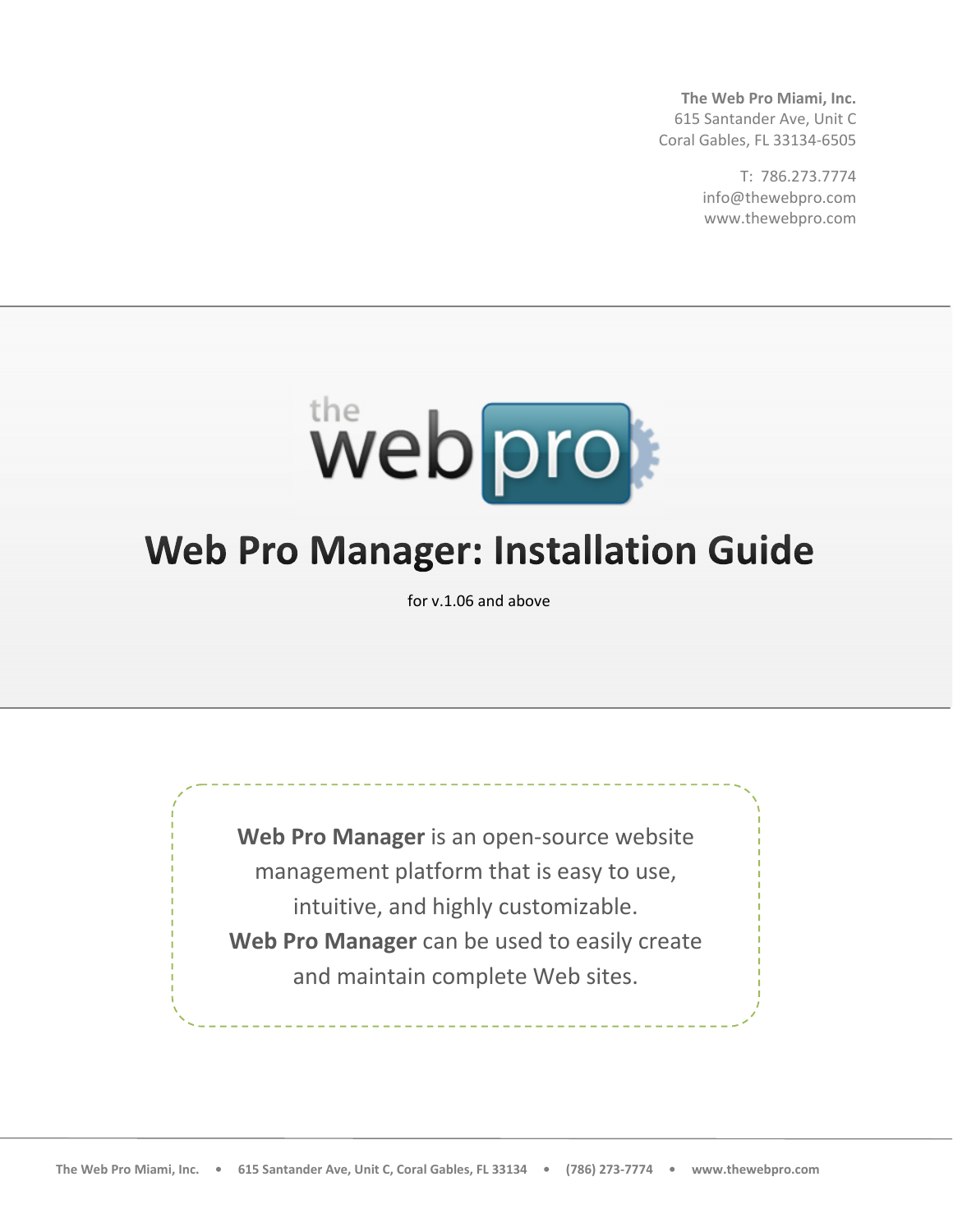**The Web Pro Miami, Inc.**
615 Santander Ave, Unit C
Coral Gables, FL 33134-6505

T: 786.273.7774
info@thewebpro.com
www.thewebpro.com

# Web Pro Manager: Installation Guide

for v.1.06 and above

**Web Pro Manager** is an open-source website management platform that is easy to use, intuitive, and highly customizable.
**Web Pro Manager** can be used to easily create and maintain complete Web sites.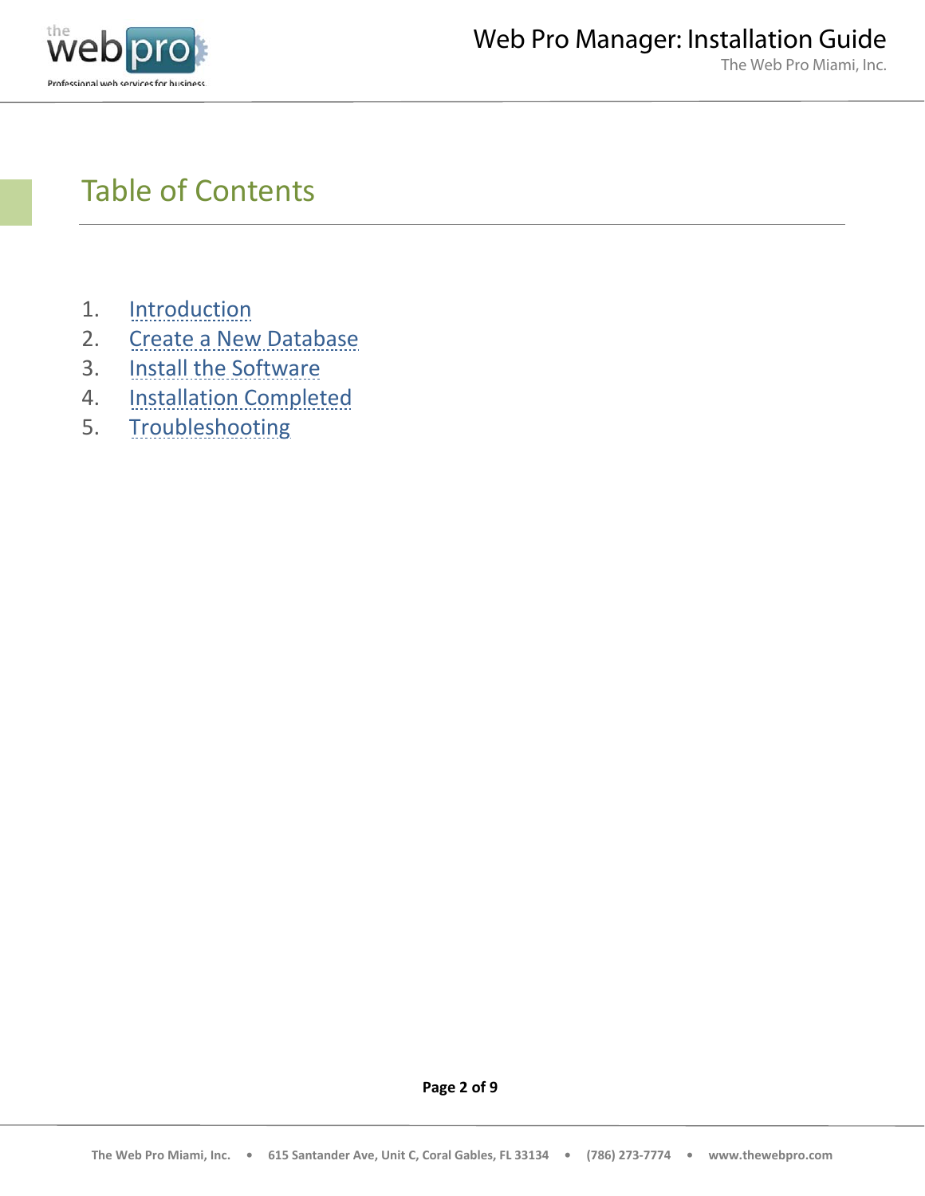# Table of Contents

1. Introduction
2. Create a New Database
3. Install the Software
4. Installation Completed
5. Troubleshooting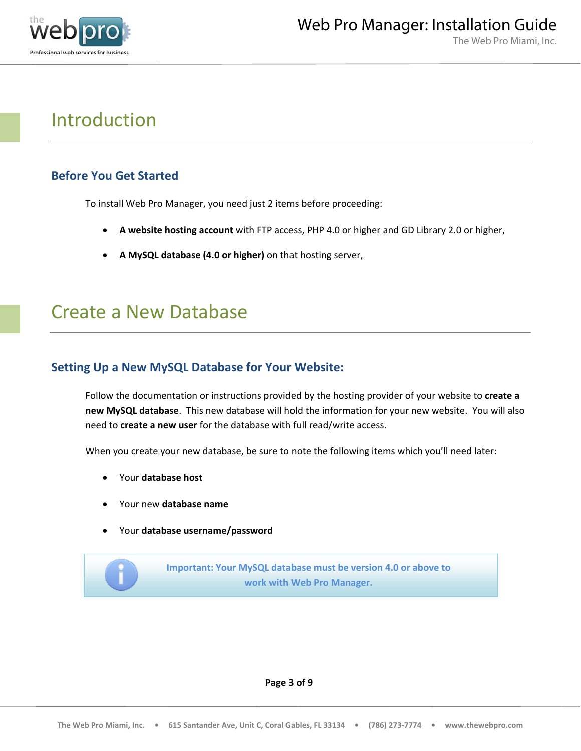# Introduction

## Before You Get Started

To install Web Pro Manager, you need just 2 items before proceeding:

- **A website hosting account** with FTP access, PHP 4.0 or higher and GD Library 2.0 or higher,
- **A MySQL database (4.0 or higher)** on that hosting server,

# Create a New Database

## Setting Up a New MySQL Database for Your Website:

Follow the documentation or instructions provided by the hosting provider of your website to **create a new MySQL database**. This new database will hold the information for your new website. You will also need to **create a new user** for the database with full read/write access.

When you create your new database, be sure to note the following items which you'll need later:

- Your **database host**
- Your new **database name**
- Your **database username/password**

**Important: Your MySQL database must be version 4.0 or above to work with Web Pro Manager.**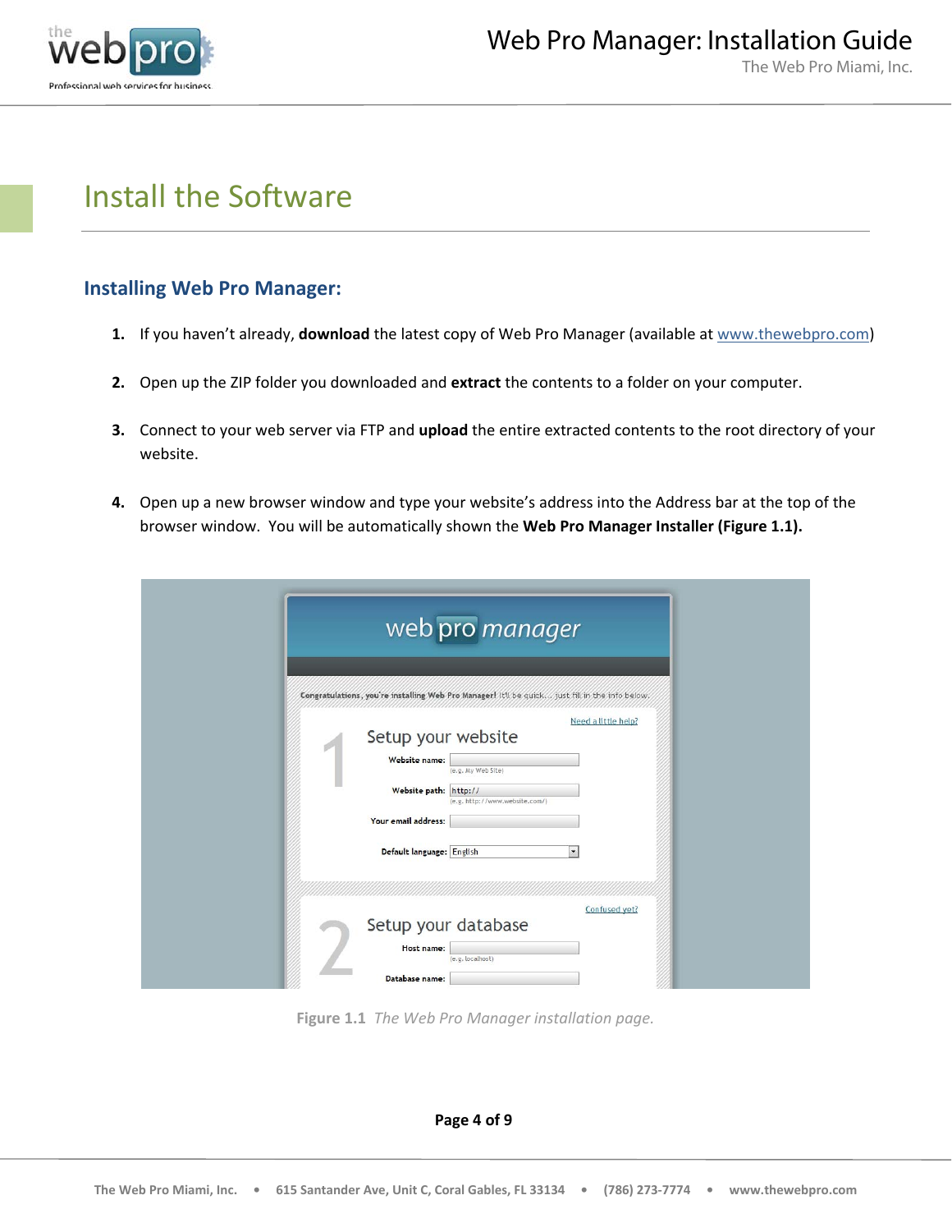# Install the Software

## Installing Web Pro Manager:

1. If you haven't already, **download** the latest copy of Web Pro Manager (available at www.thewebpro.com)

2. Open up the ZIP folder you downloaded and **extract** the contents to a folder on your computer.

3. Connect to your web server via FTP and **upload** the entire extracted contents to the root directory of your website.

4. Open up a new browser window and type your website's address into the Address bar at the top of the browser window. You will be automatically shown the **Web Pro Manager Installer (Figure 1.1).**

**Figure 1.1** *The Web Pro Manager installation page.*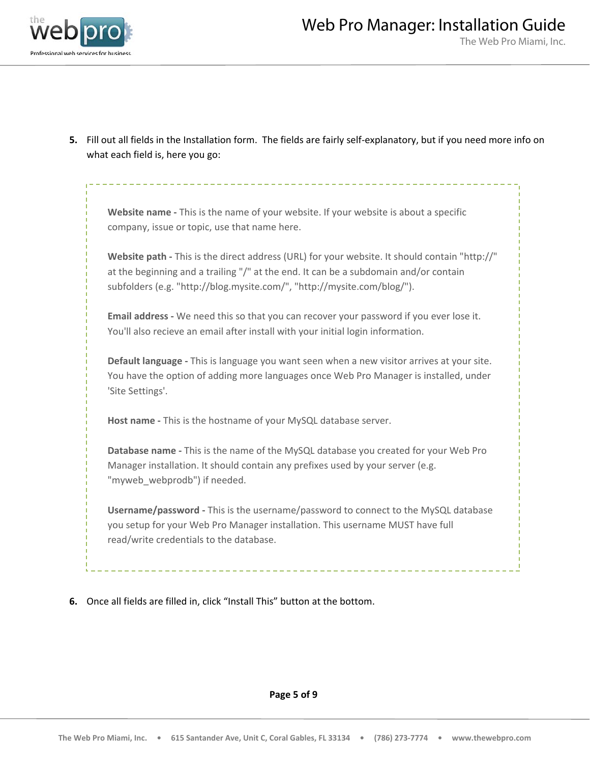5. Fill out all fields in the Installation form. The fields are fairly self-explanatory, but if you need more info on what each field is, here you go:

    **Website name -** This is the name of your website. If your website is about a specific company, issue or topic, use that name here.

    **Website path -** This is the direct address (URL) for your website. It should contain "http://" at the beginning and a trailing "/" at the end. It can be a subdomain and/or contain subfolders (e.g. "http://blog.mysite.com/", "http://mysite.com/blog/").

    **Email address -** We need this so that you can recover your password if you ever lose it. You'll also recieve an email after install with your initial login information.

    **Default language -** This is language you want seen when a new visitor arrives at your site. You have the option of adding more languages once Web Pro Manager is installed, under 'Site Settings'.

    **Host name -** This is the hostname of your MySQL database server.

    **Database name -** This is the name of the MySQL database you created for your Web Pro Manager installation. It should contain any prefixes used by your server (e.g. "myweb_webprodb") if needed.

    **Username/password -** This is the username/password to connect to the MySQL database you setup for your Web Pro Manager installation. This username MUST have full read/write credentials to the database.

6. Once all fields are filled in, click “Install This” button at the bottom.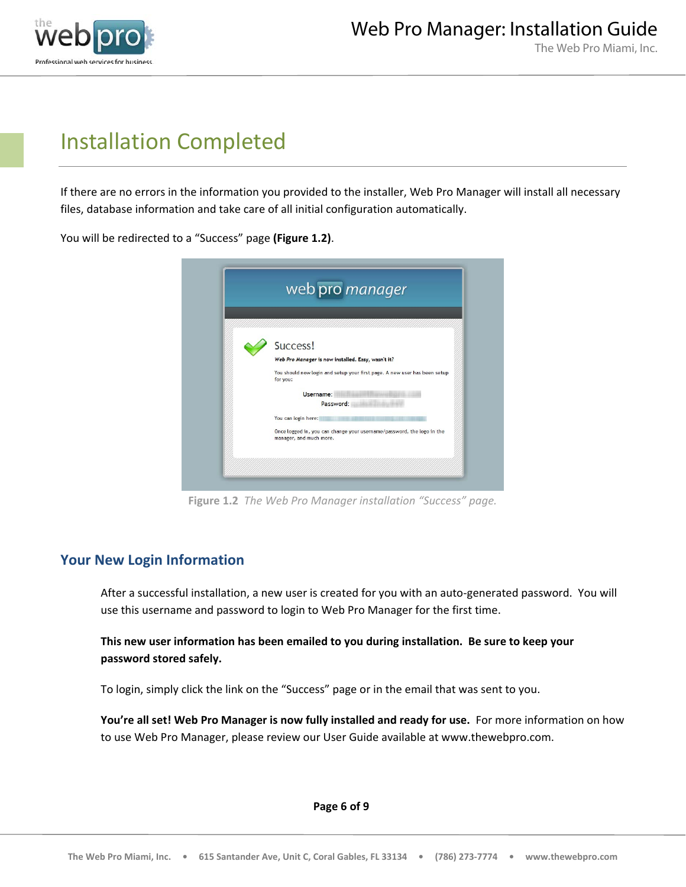# Installation Completed

If there are no errors in the information you provided to the installer, Web Pro Manager will install all necessary files, database information and take care of all initial configuration automatically.

You will be redirected to a "Success" page **(Figure 1.2)**.

**Figure 1.2** *The Web Pro Manager installation "Success" page.*

## Your New Login Information

After a successful installation, a new user is created for you with an auto-generated password. You will use this username and password to login to Web Pro Manager for the first time.

**This new user information has been emailed to you during installation. Be sure to keep your password stored safely.**

To login, simply click the link on the "Success" page or in the email that was sent to you.

**You're all set! Web Pro Manager is now fully installed and ready for use.** For more information on how to use Web Pro Manager, please review our User Guide available at www.thewebpro.com.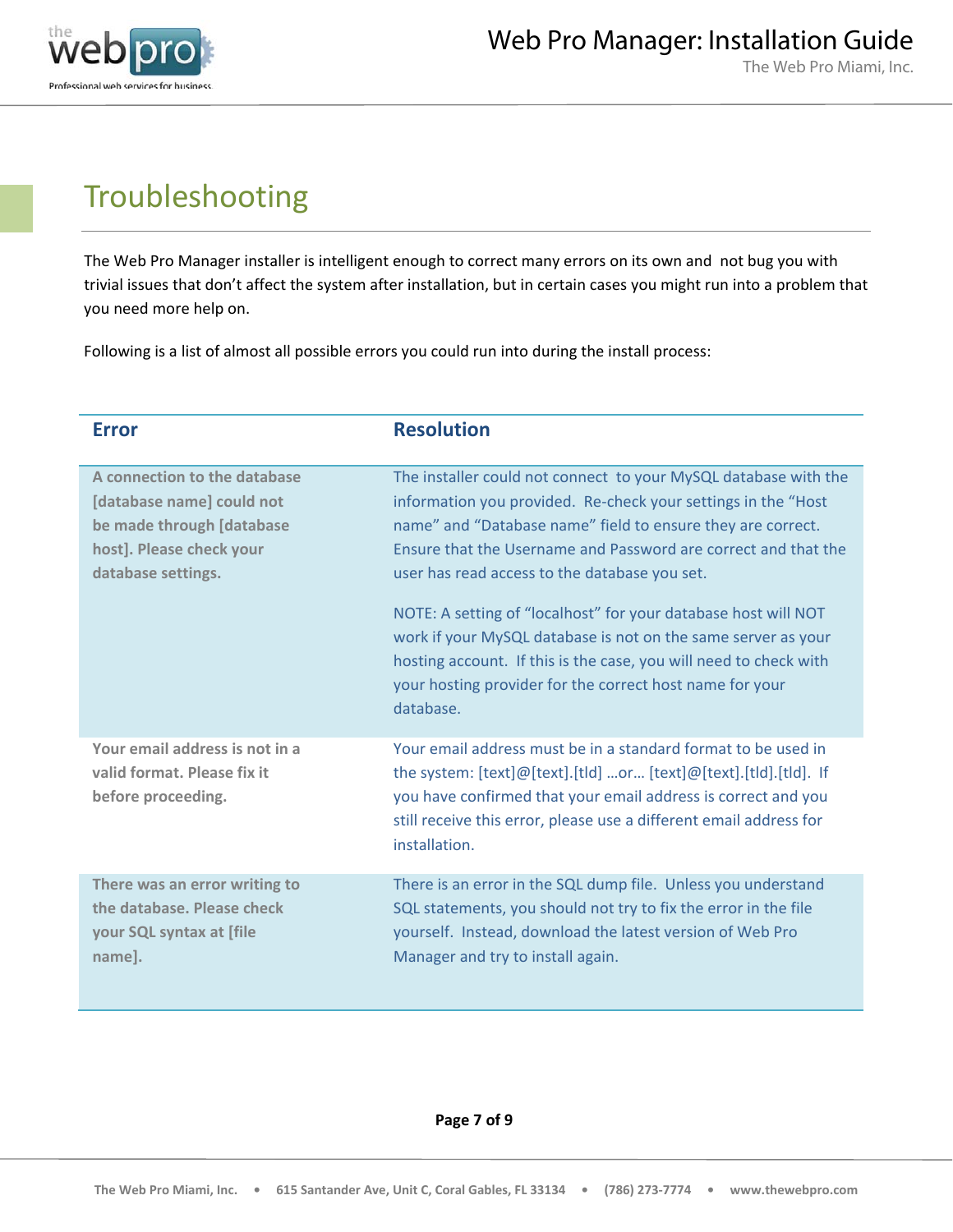# Troubleshooting

The Web Pro Manager installer is intelligent enough to correct many errors on its own and not bug you with trivial issues that don't affect the system after installation, but in certain cases you might run into a problem that you need more help on.

Following is a list of almost all possible errors you could run into during the install process:

| Error | Resolution |
|---|---|
| **A connection to the database [database name] could not be made through [database host]. Please check your database settings.** | The installer could not connect to your MySQL database with the information you provided. Re-check your settings in the "Host name" and "Database name" field to ensure they are correct. Ensure that the Username and Password are correct and that the user has read access to the database you set.<br><br>NOTE: A setting of "localhost" for your database host will NOT work if your MySQL database is not on the same server as your hosting account. If this is the case, you will need to check with your hosting provider for the correct host name for your database. |
| **Your email address is not in a valid format. Please fix it before proceeding.** | Your email address must be in a standard format to be used in the system: [text]@[text].[tld] …or… [text]@[text].[tld].[tld]. If you have confirmed that your email address is correct and you still receive this error, please use a different email address for installation. |
| **There was an error writing to the database. Please check your SQL syntax at [file name].** | There is an error in the SQL dump file. Unless you understand SQL statements, you should not try to fix the error in the file yourself. Instead, download the latest version of Web Pro Manager and try to install again. |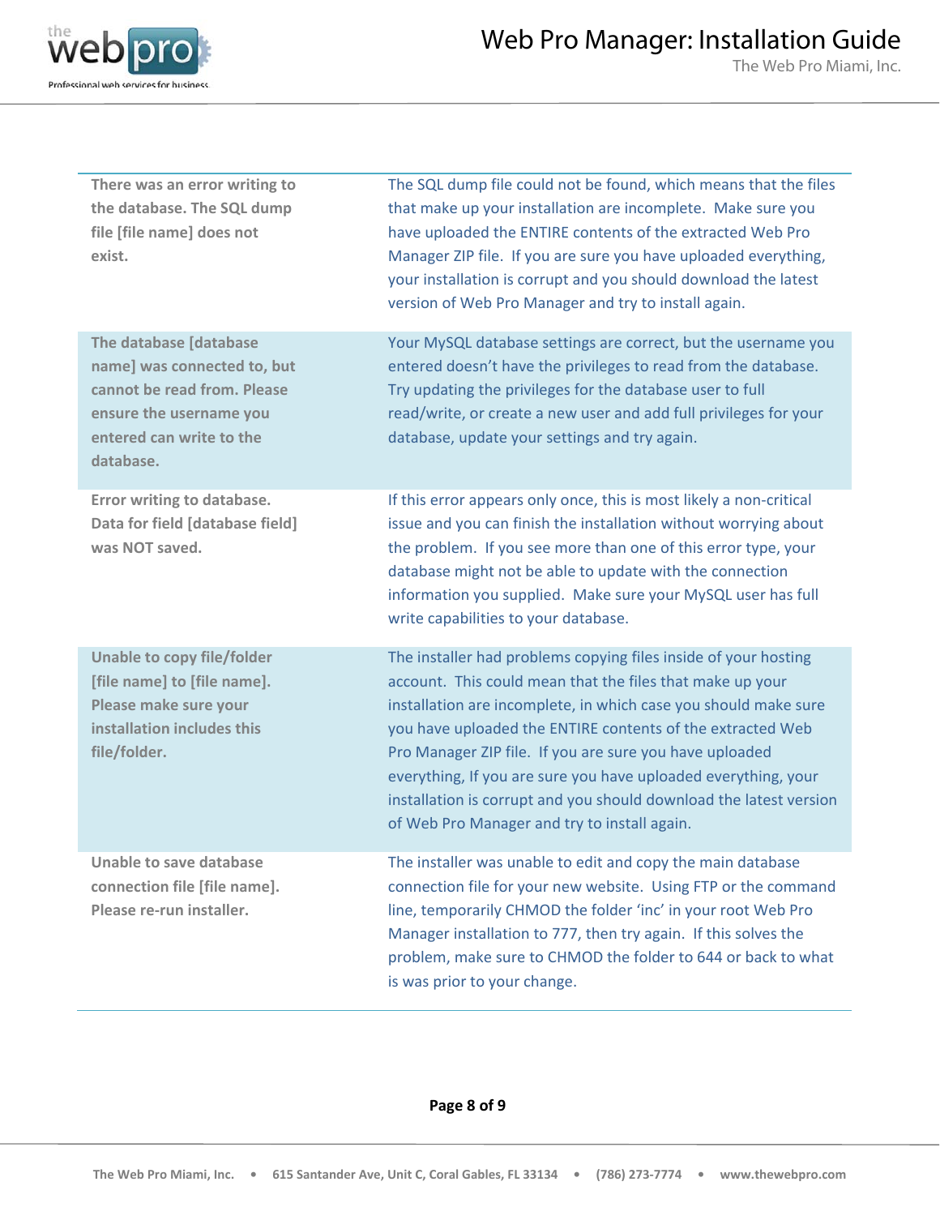| Error | Solution |
| --- | --- |
| **There was an error writing to the database. The SQL dump file [file name] does not exist.** | The SQL dump file could not be found, which means that the files that make up your installation are incomplete. Make sure you have uploaded the ENTIRE contents of the extracted Web Pro Manager ZIP file. If you are sure you have uploaded everything, your installation is corrupt and you should download the latest version of Web Pro Manager and try to install again. |
| **The database [database name] was connected to, but cannot be read from. Please ensure the username you entered can write to the database.** | Your MySQL database settings are correct, but the username you entered doesn't have the privileges to read from the database. Try updating the privileges for the database user to full read/write, or create a new user and add full privileges for your database, update your settings and try again. |
| **Error writing to database. Data for field [database field] was NOT saved.** | If this error appears only once, this is most likely a non-critical issue and you can finish the installation without worrying about the problem. If you see more than one of this error type, your database might not be able to update with the connection information you supplied. Make sure your MySQL user has full write capabilities to your database. |
| **Unable to copy file/folder [file name] to [file name]. Please make sure your installation includes this file/folder.** | The installer had problems copying files inside of your hosting account. This could mean that the files that make up your installation are incomplete, in which case you should make sure you have uploaded the ENTIRE contents of the extracted Web Pro Manager ZIP file. If you are sure you have uploaded everything, If you are sure you have uploaded everything, your installation is corrupt and you should download the latest version of Web Pro Manager and try to install again. |
| **Unable to save database connection file [file name]. Please re-run installer.** | The installer was unable to edit and copy the main database connection file for your new website. Using FTP or the command line, temporarily CHMOD the folder 'inc' in your root Web Pro Manager installation to 777, then try again. If this solves the problem, make sure to CHMOD the folder to 644 or back to what is was prior to your change. |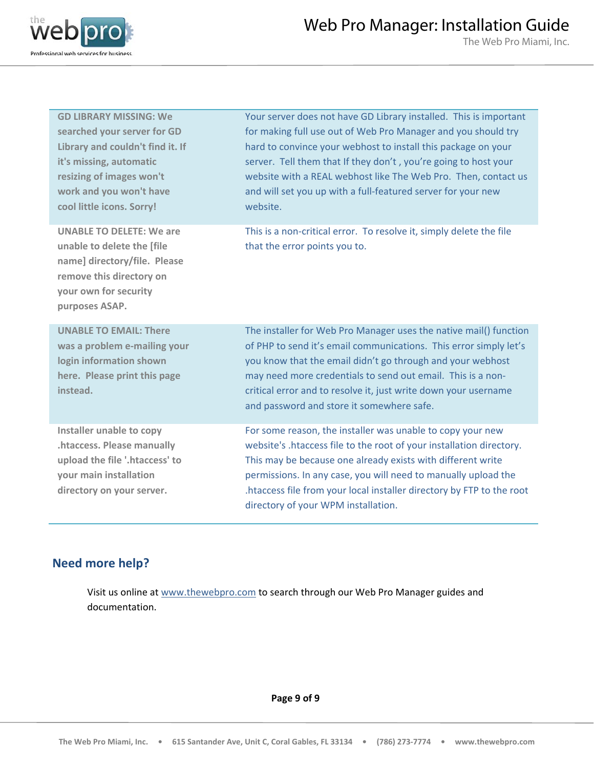| | |
|---|---|
| **GD LIBRARY MISSING: We searched your server for GD Library and couldn't find it. If it's missing, automatic resizing of images won't work and you won't have cool little icons. Sorry!** | Your server does not have GD Library installed. This is important for making full use out of Web Pro Manager and you should try hard to convince your webhost to install this package on your server. Tell them that If they don't , you're going to host your website with a REAL webhost like The Web Pro. Then, contact us and will set you up with a full-featured server for your new website. |
| **UNABLE TO DELETE: We are unable to delete the [file name] directory/file. Please remove this directory on your own for security purposes ASAP.** | This is a non-critical error. To resolve it, simply delete the file that the error points you to. |
| **UNABLE TO EMAIL: There was a problem e-mailing your login information shown here. Please print this page instead.** | The installer for Web Pro Manager uses the native mail() function of PHP to send it's email communications. This error simply let's you know that the email didn't go through and your webhost may need more credentials to send out email. This is a non-critical error and to resolve it, just write down your username and password and store it somewhere safe. |
| **Installer unable to copy .htaccess. Please manually upload the file '.htaccess' to your main installation directory on your server.** | For some reason, the installer was unable to copy your new website's .htaccess file to the root of your installation directory. This may be because one already exists with different write permissions. In any case, you will need to manually upload the .htaccess file from your local installer directory by FTP to the root directory of your WPM installation. |

## Need more help?

Visit us online at [www.thewebpro.com](http://www.thewebpro.com) to search through our Web Pro Manager guides and documentation.